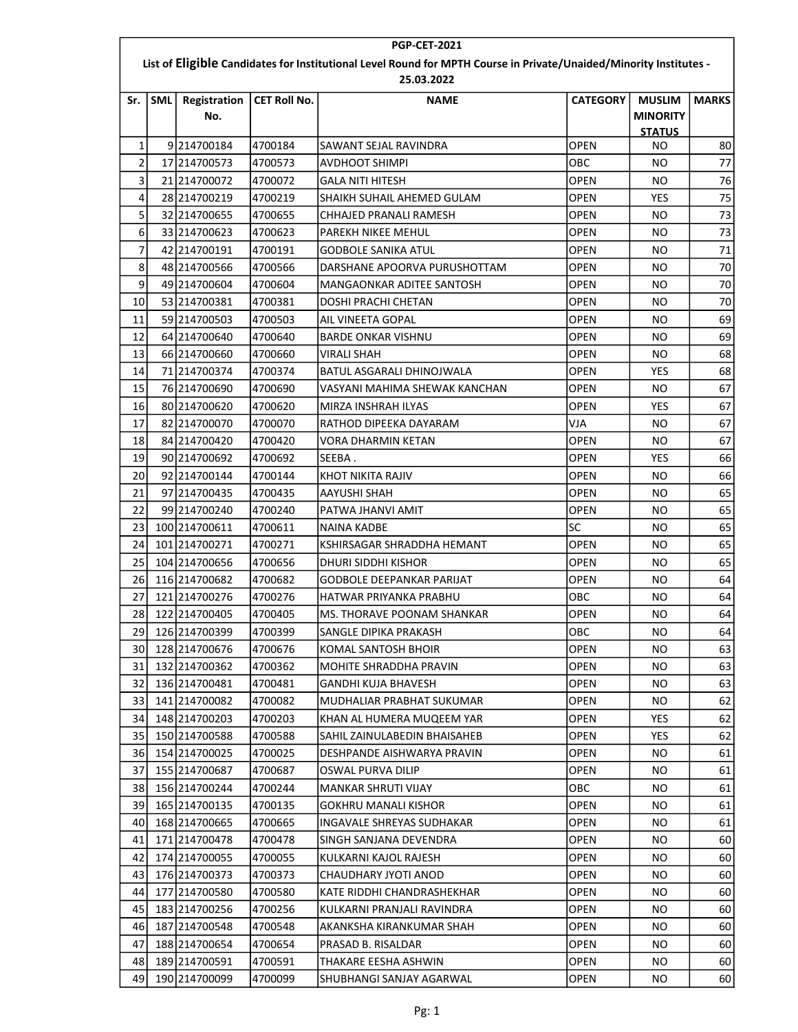**PGP-CET-2021**

**List of Eligible Candidates for Institutional Level Round for MPTH Course in Private/Unaided/Minority Institutes - 25.03.2022**

| Sr. | SML | Registration No. | CET Roll No. | NAME | CATEGORY | MUSLIM MINORITY STATUS | MARKS |
|---|---|---|---|---|---|---|---|
| 1 | 9 | 214700184 | 4700184 | SAWANT SEJAL RAVINDRA | OPEN | NO | 80 |
| 2 | 17 | 214700573 | 4700573 | AVDHOOT SHIMPI | OBC | NO | 77 |
| 3 | 21 | 214700072 | 4700072 | GALA NITI HITESH | OPEN | NO | 76 |
| 4 | 28 | 214700219 | 4700219 | SHAIKH SUHAIL AHEMED GULAM | OPEN | YES | 75 |
| 5 | 32 | 214700655 | 4700655 | CHHAJED PRANALI RAMESH | OPEN | NO | 73 |
| 6 | 33 | 214700623 | 4700623 | PAREKH NIKEE MEHUL | OPEN | NO | 73 |
| 7 | 42 | 214700191 | 4700191 | GODBOLE SANIKA ATUL | OPEN | NO | 71 |
| 8 | 48 | 214700566 | 4700566 | DARSHANE APOORVA PURUSHOTTAM | OPEN | NO | 70 |
| 9 | 49 | 214700604 | 4700604 | MANGAONKAR ADITEE SANTOSH | OPEN | NO | 70 |
| 10 | 53 | 214700381 | 4700381 | DOSHI PRACHI CHETAN | OPEN | NO | 70 |
| 11 | 59 | 214700503 | 4700503 | AIL VINEETA GOPAL | OPEN | NO | 69 |
| 12 | 64 | 214700640 | 4700640 | BARDE ONKAR VISHNU | OPEN | NO | 69 |
| 13 | 66 | 214700660 | 4700660 | VIRALI SHAH | OPEN | NO | 68 |
| 14 | 71 | 214700374 | 4700374 | BATUL ASGARALI DHINOJWALA | OPEN | YES | 68 |
| 15 | 76 | 214700690 | 4700690 | VASYANI MAHIMA SHEWAK KANCHAN | OPEN | NO | 67 |
| 16 | 80 | 214700620 | 4700620 | MIRZA INSHRAH ILYAS | OPEN | YES | 67 |
| 17 | 82 | 214700070 | 4700070 | RATHOD DIPEEKA DAYARAM | VJA | NO | 67 |
| 18 | 84 | 214700420 | 4700420 | VORA DHARMIN KETAN | OPEN | NO | 67 |
| 19 | 90 | 214700692 | 4700692 | SEEBA . | OPEN | YES | 66 |
| 20 | 92 | 214700144 | 4700144 | KHOT NIKITA RAJIV | OPEN | NO | 66 |
| 21 | 97 | 214700435 | 4700435 | AAYUSHI SHAH | OPEN | NO | 65 |
| 22 | 99 | 214700240 | 4700240 | PATWA JHANVI AMIT | OPEN | NO | 65 |
| 23 | 100 | 214700611 | 4700611 | NAINA KADBE | SC | NO | 65 |
| 24 | 101 | 214700271 | 4700271 | KSHIRSAGAR SHRADDHA HEMANT | OPEN | NO | 65 |
| 25 | 104 | 214700656 | 4700656 | DHURI SIDDHI KISHOR | OPEN | NO | 65 |
| 26 | 116 | 214700682 | 4700682 | GODBOLE DEEPANKAR PARIJAT | OPEN | NO | 64 |
| 27 | 121 | 214700276 | 4700276 | HATWAR PRIYANKA PRABHU | OBC | NO | 64 |
| 28 | 122 | 214700405 | 4700405 | MS. THORAVE POONAM SHANKAR | OPEN | NO | 64 |
| 29 | 126 | 214700399 | 4700399 | SANGLE DIPIKA PRAKASH | OBC | NO | 64 |
| 30 | 128 | 214700676 | 4700676 | KOMAL SANTOSH BHOIR | OPEN | NO | 63 |
| 31 | 132 | 214700362 | 4700362 | MOHITE SHRADDHA PRAVIN | OPEN | NO | 63 |
| 32 | 136 | 214700481 | 4700481 | GANDHI KUJA BHAVESH | OPEN | NO | 63 |
| 33 | 141 | 214700082 | 4700082 | MUDHALIAR PRABHAT SUKUMAR | OPEN | NO | 62 |
| 34 | 148 | 214700203 | 4700203 | KHAN AL HUMERA MUQEEM YAR | OPEN | YES | 62 |
| 35 | 150 | 214700588 | 4700588 | SAHIL ZAINULABEDIN BHAISAHEB | OPEN | YES | 62 |
| 36 | 154 | 214700025 | 4700025 | DESHPANDE AISHWARYA PRAVIN | OPEN | NO | 61 |
| 37 | 155 | 214700687 | 4700687 | OSWAL PURVA DILIP | OPEN | NO | 61 |
| 38 | 156 | 214700244 | 4700244 | MANKAR SHRUTI VIJAY | OBC | NO | 61 |
| 39 | 165 | 214700135 | 4700135 | GOKHRU MANALI KISHOR | OPEN | NO | 61 |
| 40 | 168 | 214700665 | 4700665 | INGAVALE SHREYAS SUDHAKAR | OPEN | NO | 61 |
| 41 | 171 | 214700478 | 4700478 | SINGH SANJANA DEVENDRA | OPEN | NO | 60 |
| 42 | 174 | 214700055 | 4700055 | KULKARNI KAJOL RAJESH | OPEN | NO | 60 |
| 43 | 176 | 214700373 | 4700373 | CHAUDHARY JYOTI ANOD | OPEN | NO | 60 |
| 44 | 177 | 214700580 | 4700580 | KATE RIDDHI CHANDRASHEKHAR | OPEN | NO | 60 |
| 45 | 183 | 214700256 | 4700256 | KULKARNI PRANJALI RAVINDRA | OPEN | NO | 60 |
| 46 | 187 | 214700548 | 4700548 | AKANKSHA KIRANKUMAR SHAH | OPEN | NO | 60 |
| 47 | 188 | 214700654 | 4700654 | PRASAD B. RISALDAR | OPEN | NO | 60 |
| 48 | 189 | 214700591 | 4700591 | THAKARE EESHA ASHWIN | OPEN | NO | 60 |
| 49 | 190 | 214700099 | 4700099 | SHUBHANGI SANJAY AGARWAL | OPEN | NO | 60 |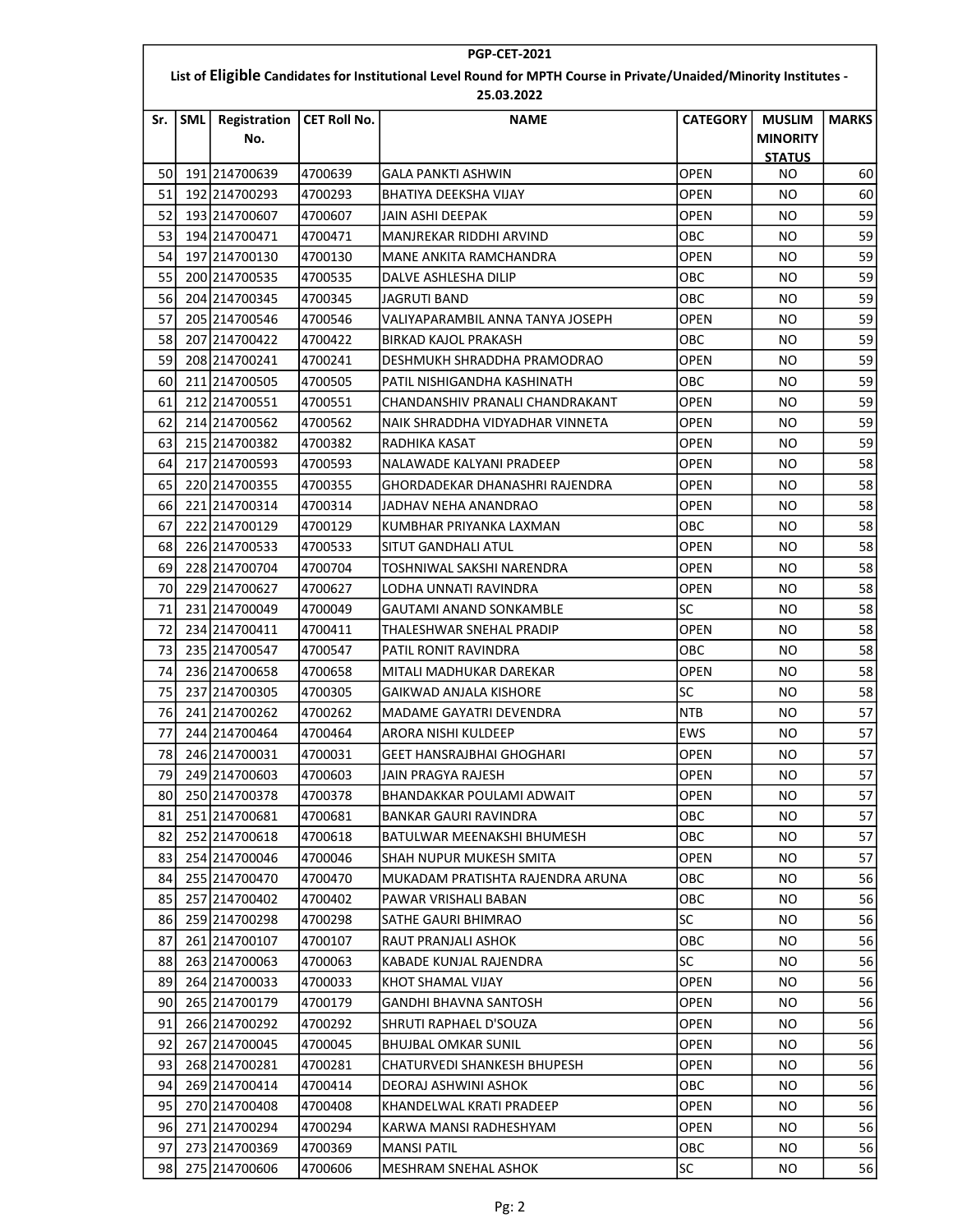**PGP-CET-2021**

**List of Eligible Candidates for Institutional Level Round for MPTH Course in Private/Unaided/Minority Institutes - 25.03.2022**

| Sr. | SML | Registration No. | CET Roll No. | NAME | CATEGORY | MUSLIM MINORITY STATUS | MARKS |
|---|---|---|---|---|---|---|---|
| 50 | 191 | 214700639 | 4700639 | GALA PANKTI ASHWIN | OPEN | NO | 60 |
| 51 | 192 | 214700293 | 4700293 | BHATIYA DEEKSHA VIJAY | OPEN | NO | 60 |
| 52 | 193 | 214700607 | 4700607 | JAIN ASHI DEEPAK | OPEN | NO | 59 |
| 53 | 194 | 214700471 | 4700471 | MANJREKAR RIDDHI ARVIND | OBC | NO | 59 |
| 54 | 197 | 214700130 | 4700130 | MANE ANKITA RAMCHANDRA | OPEN | NO | 59 |
| 55 | 200 | 214700535 | 4700535 | DALVE ASHLESHA DILIP | OBC | NO | 59 |
| 56 | 204 | 214700345 | 4700345 | JAGRUTI BAND | OBC | NO | 59 |
| 57 | 205 | 214700546 | 4700546 | VALIYAPARAMBIL ANNA TANYA JOSEPH | OPEN | NO | 59 |
| 58 | 207 | 214700422 | 4700422 | BIRKAD KAJOL PRAKASH | OBC | NO | 59 |
| 59 | 208 | 214700241 | 4700241 | DESHMUKH SHRADDHA PRAMODRAO | OPEN | NO | 59 |
| 60 | 211 | 214700505 | 4700505 | PATIL NISHIGANDHA KASHINATH | OBC | NO | 59 |
| 61 | 212 | 214700551 | 4700551 | CHANDANSHIV PRANALI CHANDRAKANT | OPEN | NO | 59 |
| 62 | 214 | 214700562 | 4700562 | NAIK SHRADDHA VIDYADHAR VINNETA | OPEN | NO | 59 |
| 63 | 215 | 214700382 | 4700382 | RADHIKA KASAT | OPEN | NO | 59 |
| 64 | 217 | 214700593 | 4700593 | NALAWADE KALYANI PRADEEP | OPEN | NO | 58 |
| 65 | 220 | 214700355 | 4700355 | GHORDADEKAR DHANASHRI RAJENDRA | OPEN | NO | 58 |
| 66 | 221 | 214700314 | 4700314 | JADHAV NEHA ANANDRAO | OPEN | NO | 58 |
| 67 | 222 | 214700129 | 4700129 | KUMBHAR PRIYANKA LAXMAN | OBC | NO | 58 |
| 68 | 226 | 214700533 | 4700533 | SITUT GANDHALI ATUL | OPEN | NO | 58 |
| 69 | 228 | 214700704 | 4700704 | TOSHNIWAL SAKSHI NARENDRA | OPEN | NO | 58 |
| 70 | 229 | 214700627 | 4700627 | LODHA UNNATI RAVINDRA | OPEN | NO | 58 |
| 71 | 231 | 214700049 | 4700049 | GAUTAMI ANAND SONKAMBLE | SC | NO | 58 |
| 72 | 234 | 214700411 | 4700411 | THALESHWAR SNEHAL PRADIP | OPEN | NO | 58 |
| 73 | 235 | 214700547 | 4700547 | PATIL RONIT RAVINDRA | OBC | NO | 58 |
| 74 | 236 | 214700658 | 4700658 | MITALI MADHUKAR DAREKAR | OPEN | NO | 58 |
| 75 | 237 | 214700305 | 4700305 | GAIKWAD ANJALA KISHORE | SC | NO | 58 |
| 76 | 241 | 214700262 | 4700262 | MADAME GAYATRI DEVENDRA | NTB | NO | 57 |
| 77 | 244 | 214700464 | 4700464 | ARORA NISHI KULDEEP | EWS | NO | 57 |
| 78 | 246 | 214700031 | 4700031 | GEET HANSRAJBHAI GHOGHARI | OPEN | NO | 57 |
| 79 | 249 | 214700603 | 4700603 | JAIN PRAGYA RAJESH | OPEN | NO | 57 |
| 80 | 250 | 214700378 | 4700378 | BHANDAKKAR POULAMI ADWAIT | OPEN | NO | 57 |
| 81 | 251 | 214700681 | 4700681 | BANKAR GAURI RAVINDRA | OBC | NO | 57 |
| 82 | 252 | 214700618 | 4700618 | BATULWAR MEENAKSHI BHUMESH | OBC | NO | 57 |
| 83 | 254 | 214700046 | 4700046 | SHAH NUPUR MUKESH SMITA | OPEN | NO | 57 |
| 84 | 255 | 214700470 | 4700470 | MUKADAM PRATISHTA RAJENDRA ARUNA | OBC | NO | 56 |
| 85 | 257 | 214700402 | 4700402 | PAWAR VRISHALI BABAN | OBC | NO | 56 |
| 86 | 259 | 214700298 | 4700298 | SATHE GAURI BHIMRAO | SC | NO | 56 |
| 87 | 261 | 214700107 | 4700107 | RAUT PRANJALI ASHOK | OBC | NO | 56 |
| 88 | 263 | 214700063 | 4700063 | KABADE KUNJAL RAJENDRA | SC | NO | 56 |
| 89 | 264 | 214700033 | 4700033 | KHOT SHAMAL VIJAY | OPEN | NO | 56 |
| 90 | 265 | 214700179 | 4700179 | GANDHI BHAVNA SANTOSH | OPEN | NO | 56 |
| 91 | 266 | 214700292 | 4700292 | SHRUTI RAPHAEL D'SOUZA | OPEN | NO | 56 |
| 92 | 267 | 214700045 | 4700045 | BHUJBAL OMKAR SUNIL | OPEN | NO | 56 |
| 93 | 268 | 214700281 | 4700281 | CHATURVEDI SHANKESH BHUPESH | OPEN | NO | 56 |
| 94 | 269 | 214700414 | 4700414 | DEORAJ ASHWINI ASHOK | OBC | NO | 56 |
| 95 | 270 | 214700408 | 4700408 | KHANDELWAL KRATI PRADEEP | OPEN | NO | 56 |
| 96 | 271 | 214700294 | 4700294 | KARWA MANSI RADHESHYAM | OPEN | NO | 56 |
| 97 | 273 | 214700369 | 4700369 | MANSI PATIL | OBC | NO | 56 |
| 98 | 275 | 214700606 | 4700606 | MESHRAM SNEHAL ASHOK | SC | NO | 56 |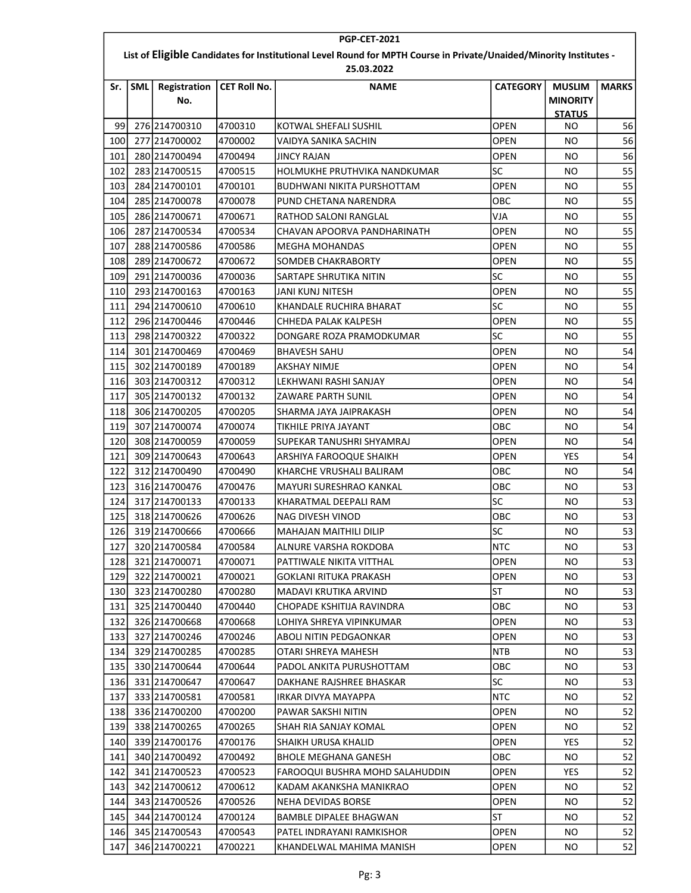**PGP-CET-2021**

**List of Eligible Candidates for Institutional Level Round for MPTH Course in Private/Unaided/Minority Institutes - 25.03.2022**

| Sr. | SML | Registration No. | CET Roll No. | NAME | CATEGORY | MUSLIM MINORITY STATUS | MARKS |
|---|---|---|---|---|---|---|---|
| 99 | 276 | 214700310 | 4700310 | KOTWAL SHEFALI SUSHIL | OPEN | NO | 56 |
| 100 | 277 | 214700002 | 4700002 | VAIDYA SANIKA SACHIN | OPEN | NO | 56 |
| 101 | 280 | 214700494 | 4700494 | JINCY RAJAN | OPEN | NO | 56 |
| 102 | 283 | 214700515 | 4700515 | HOLMUKHE PRUTHVIKA NANDKUMAR | SC | NO | 55 |
| 103 | 284 | 214700101 | 4700101 | BUDHWANI NIKITA PURSHOTTAM | OPEN | NO | 55 |
| 104 | 285 | 214700078 | 4700078 | PUND CHETANA NARENDRA | OBC | NO | 55 |
| 105 | 286 | 214700671 | 4700671 | RATHOD SALONI RANGLAL | VJA | NO | 55 |
| 106 | 287 | 214700534 | 4700534 | CHAVAN APOORVA PANDHARINATH | OPEN | NO | 55 |
| 107 | 288 | 214700586 | 4700586 | MEGHA MOHANDAS | OPEN | NO | 55 |
| 108 | 289 | 214700672 | 4700672 | SOMDEB CHAKRABORTY | OPEN | NO | 55 |
| 109 | 291 | 214700036 | 4700036 | SARTAPE SHRUTIKA NITIN | SC | NO | 55 |
| 110 | 293 | 214700163 | 4700163 | JANI KUNJ NITESH | OPEN | NO | 55 |
| 111 | 294 | 214700610 | 4700610 | KHANDALE RUCHIRA BHARAT | SC | NO | 55 |
| 112 | 296 | 214700446 | 4700446 | CHHEDA PALAK KALPESH | OPEN | NO | 55 |
| 113 | 298 | 214700322 | 4700322 | DONGARE ROZA PRAMODKUMAR | SC | NO | 55 |
| 114 | 301 | 214700469 | 4700469 | BHAVESH SAHU | OPEN | NO | 54 |
| 115 | 302 | 214700189 | 4700189 | AKSHAY NIMJE | OPEN | NO | 54 |
| 116 | 303 | 214700312 | 4700312 | LEKHWANI RASHI SANJAY | OPEN | NO | 54 |
| 117 | 305 | 214700132 | 4700132 | ZAWARE PARTH SUNIL | OPEN | NO | 54 |
| 118 | 306 | 214700205 | 4700205 | SHARMA JAYA JAIPRAKASH | OPEN | NO | 54 |
| 119 | 307 | 214700074 | 4700074 | TIKHILE PRIYA JAYANT | OBC | NO | 54 |
| 120 | 308 | 214700059 | 4700059 | SUPEKAR TANUSHRI SHYAMRAJ | OPEN | NO | 54 |
| 121 | 309 | 214700643 | 4700643 | ARSHIYA FAROOQUE SHAIKH | OPEN | YES | 54 |
| 122 | 312 | 214700490 | 4700490 | KHARCHE VRUSHALI BALIRAM | OBC | NO | 54 |
| 123 | 316 | 214700476 | 4700476 | MAYURI SURESHRAO KANKAL | OBC | NO | 53 |
| 124 | 317 | 214700133 | 4700133 | KHARATMAL DEEPALI RAM | SC | NO | 53 |
| 125 | 318 | 214700626 | 4700626 | NAG DIVESH VINOD | OBC | NO | 53 |
| 126 | 319 | 214700666 | 4700666 | MAHAJAN MAITHILI DILIP | SC | NO | 53 |
| 127 | 320 | 214700584 | 4700584 | ALNURE VARSHA ROKDOBA | NTC | NO | 53 |
| 128 | 321 | 214700071 | 4700071 | PATTIWALE NIKITA VITTHAL | OPEN | NO | 53 |
| 129 | 322 | 214700021 | 4700021 | GOKLANI RITUKA PRAKASH | OPEN | NO | 53 |
| 130 | 323 | 214700280 | 4700280 | MADAVI KRUTIKA ARVIND | ST | NO | 53 |
| 131 | 325 | 214700440 | 4700440 | CHOPADE KSHITIJA RAVINDRA | OBC | NO | 53 |
| 132 | 326 | 214700668 | 4700668 | LOHIYA SHREYA VIPINKUMAR | OPEN | NO | 53 |
| 133 | 327 | 214700246 | 4700246 | ABOLI NITIN PEDGAONKAR | OPEN | NO | 53 |
| 134 | 329 | 214700285 | 4700285 | OTARI SHREYA MAHESH | NTB | NO | 53 |
| 135 | 330 | 214700644 | 4700644 | PADOL ANKITA PURUSHOTTAM | OBC | NO | 53 |
| 136 | 331 | 214700647 | 4700647 | DAKHANE RAJSHREE BHASKAR | SC | NO | 53 |
| 137 | 333 | 214700581 | 4700581 | IRKAR DIVYA MAYAPPA | NTC | NO | 52 |
| 138 | 336 | 214700200 | 4700200 | PAWAR SAKSHI NITIN | OPEN | NO | 52 |
| 139 | 338 | 214700265 | 4700265 | SHAH RIA SANJAY KOMAL | OPEN | NO | 52 |
| 140 | 339 | 214700176 | 4700176 | SHAIKH URUSA KHALID | OPEN | YES | 52 |
| 141 | 340 | 214700492 | 4700492 | BHOLE MEGHANA GANESH | OBC | NO | 52 |
| 142 | 341 | 214700523 | 4700523 | FAROOQUI BUSHRA MOHD SALAHUDDIN | OPEN | YES | 52 |
| 143 | 342 | 214700612 | 4700612 | KADAM AKANKSHA MANIKRAO | OPEN | NO | 52 |
| 144 | 343 | 214700526 | 4700526 | NEHA DEVIDAS BORSE | OPEN | NO | 52 |
| 145 | 344 | 214700124 | 4700124 | BAMBLE DIPALEE BHAGWAN | ST | NO | 52 |
| 146 | 345 | 214700543 | 4700543 | PATEL INDRAYANI RAMKISHOR | OPEN | NO | 52 |
| 147 | 346 | 214700221 | 4700221 | KHANDELWAL MAHIMA MANISH | OPEN | NO | 52 |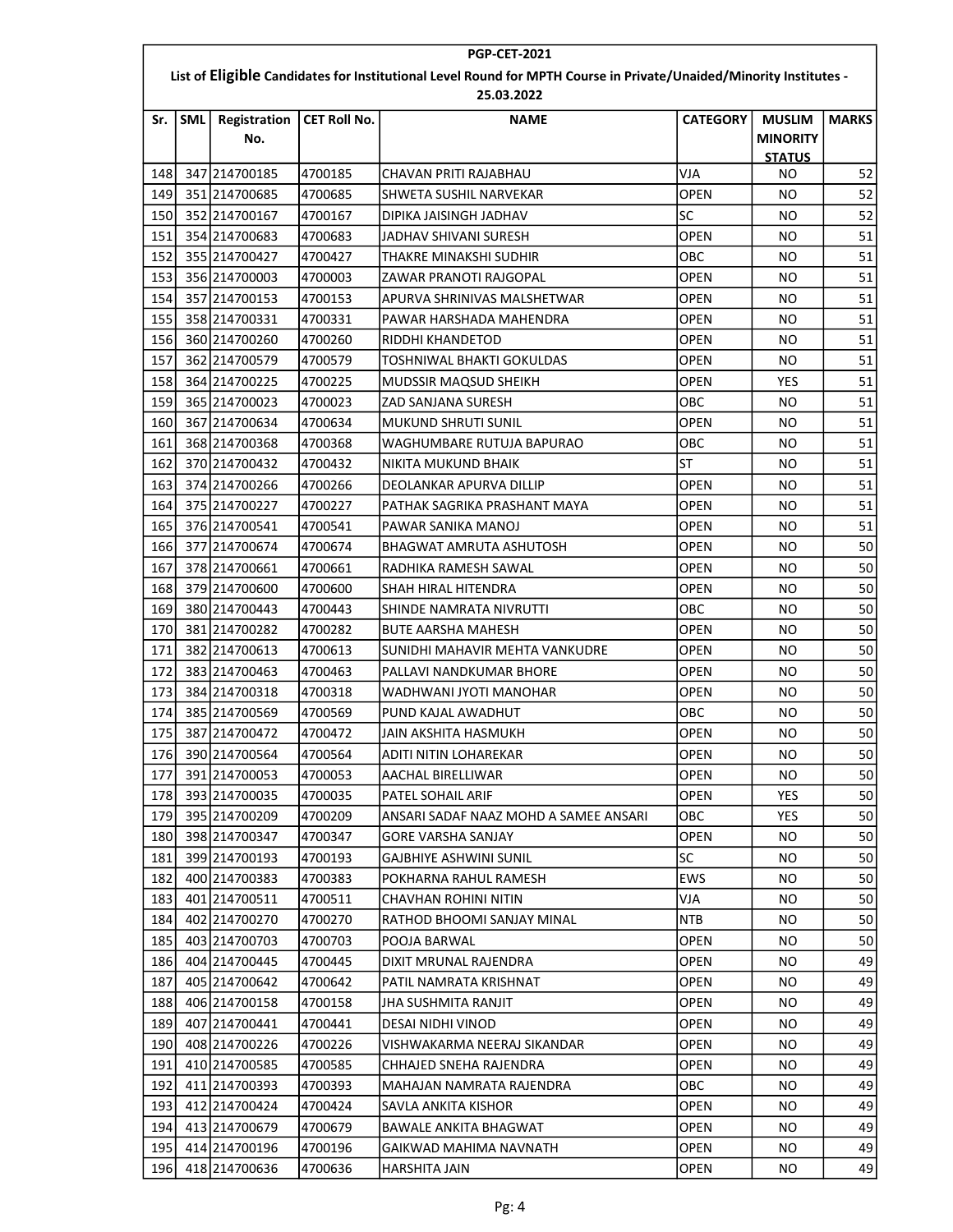**PGP-CET-2021**

**List of Eligible Candidates for Institutional Level Round for MPTH Course in Private/Unaided/Minority Institutes - 25.03.2022**

| Sr. | SML | Registration No. | CET Roll No. | NAME | CATEGORY | MUSLIM MINORITY STATUS | MARKS |
|---|---|---|---|---|---|---|---|
| 148 | 347 | 214700185 | 4700185 | CHAVAN PRITI RAJABHAU | VJA | NO | 52 |
| 149 | 351 | 214700685 | 4700685 | SHWETA SUSHIL NARVEKAR | OPEN | NO | 52 |
| 150 | 352 | 214700167 | 4700167 | DIPIKA JAISINGH JADHAV | SC | NO | 52 |
| 151 | 354 | 214700683 | 4700683 | JADHAV SHIVANI SURESH | OPEN | NO | 51 |
| 152 | 355 | 214700427 | 4700427 | THAKRE MINAKSHI SUDHIR | OBC | NO | 51 |
| 153 | 356 | 214700003 | 4700003 | ZAWAR PRANOTI RAJGOPAL | OPEN | NO | 51 |
| 154 | 357 | 214700153 | 4700153 | APURVA SHRINIVAS MALSHETWAR | OPEN | NO | 51 |
| 155 | 358 | 214700331 | 4700331 | PAWAR HARSHADA MAHENDRA | OPEN | NO | 51 |
| 156 | 360 | 214700260 | 4700260 | RIDDHI KHANDETOD | OPEN | NO | 51 |
| 157 | 362 | 214700579 | 4700579 | TOSHNIWAL BHAKTI GOKULDAS | OPEN | NO | 51 |
| 158 | 364 | 214700225 | 4700225 | MUDSSIR MAQSUD SHEIKH | OPEN | YES | 51 |
| 159 | 365 | 214700023 | 4700023 | ZAD SANJANA SURESH | OBC | NO | 51 |
| 160 | 367 | 214700634 | 4700634 | MUKUND SHRUTI SUNIL | OPEN | NO | 51 |
| 161 | 368 | 214700368 | 4700368 | WAGHUMBARE RUTUJA BAPURAO | OBC | NO | 51 |
| 162 | 370 | 214700432 | 4700432 | NIKITA MUKUND BHAIK | ST | NO | 51 |
| 163 | 374 | 214700266 | 4700266 | DEOLANKAR APURVA DILLIP | OPEN | NO | 51 |
| 164 | 375 | 214700227 | 4700227 | PATHAK SAGRIKA PRASHANT MAYA | OPEN | NO | 51 |
| 165 | 376 | 214700541 | 4700541 | PAWAR SANIKA MANOJ | OPEN | NO | 51 |
| 166 | 377 | 214700674 | 4700674 | BHAGWAT AMRUTA ASHUTOSH | OPEN | NO | 50 |
| 167 | 378 | 214700661 | 4700661 | RADHIKA RAMESH SAWAL | OPEN | NO | 50 |
| 168 | 379 | 214700600 | 4700600 | SHAH HIRAL HITENDRA | OPEN | NO | 50 |
| 169 | 380 | 214700443 | 4700443 | SHINDE NAMRATA NIVRUTTI | OBC | NO | 50 |
| 170 | 381 | 214700282 | 4700282 | BUTE AARSHA MAHESH | OPEN | NO | 50 |
| 171 | 382 | 214700613 | 4700613 | SUNIDHI MAHAVIR MEHTA VANKUDRE | OPEN | NO | 50 |
| 172 | 383 | 214700463 | 4700463 | PALLAVI NANDKUMAR BHORE | OPEN | NO | 50 |
| 173 | 384 | 214700318 | 4700318 | WADHWANI JYOTI MANOHAR | OPEN | NO | 50 |
| 174 | 385 | 214700569 | 4700569 | PUND KAJAL AWADHUT | OBC | NO | 50 |
| 175 | 387 | 214700472 | 4700472 | JAIN AKSHITA HASMUKH | OPEN | NO | 50 |
| 176 | 390 | 214700564 | 4700564 | ADITI NITIN LOHAREKAR | OPEN | NO | 50 |
| 177 | 391 | 214700053 | 4700053 | AACHAL BIRELLIWAR | OPEN | NO | 50 |
| 178 | 393 | 214700035 | 4700035 | PATEL SOHAIL ARIF | OPEN | YES | 50 |
| 179 | 395 | 214700209 | 4700209 | ANSARI SADAF NAAZ MOHD A SAMEE ANSARI | OBC | YES | 50 |
| 180 | 398 | 214700347 | 4700347 | GORE VARSHA SANJAY | OPEN | NO | 50 |
| 181 | 399 | 214700193 | 4700193 | GAJBHIYE ASHWINI SUNIL | SC | NO | 50 |
| 182 | 400 | 214700383 | 4700383 | POKHARNA RAHUL RAMESH | EWS | NO | 50 |
| 183 | 401 | 214700511 | 4700511 | CHAVHAN ROHINI NITIN | VJA | NO | 50 |
| 184 | 402 | 214700270 | 4700270 | RATHOD BHOOMI SANJAY MINAL | NTB | NO | 50 |
| 185 | 403 | 214700703 | 4700703 | POOJA BARWAL | OPEN | NO | 50 |
| 186 | 404 | 214700445 | 4700445 | DIXIT MRUNAL RAJENDRA | OPEN | NO | 49 |
| 187 | 405 | 214700642 | 4700642 | PATIL NAMRATA KRISHNAT | OPEN | NO | 49 |
| 188 | 406 | 214700158 | 4700158 | JHA SUSHMITA RANJIT | OPEN | NO | 49 |
| 189 | 407 | 214700441 | 4700441 | DESAI NIDHI VINOD | OPEN | NO | 49 |
| 190 | 408 | 214700226 | 4700226 | VISHWAKARMA NEERAJ SIKANDAR | OPEN | NO | 49 |
| 191 | 410 | 214700585 | 4700585 | CHHAJED SNEHA RAJENDRA | OPEN | NO | 49 |
| 192 | 411 | 214700393 | 4700393 | MAHAJAN NAMRATA RAJENDRA | OBC | NO | 49 |
| 193 | 412 | 214700424 | 4700424 | SAVLA ANKITA KISHOR | OPEN | NO | 49 |
| 194 | 413 | 214700679 | 4700679 | BAWALE ANKITA BHAGWAT | OPEN | NO | 49 |
| 195 | 414 | 214700196 | 4700196 | GAIKWAD MAHIMA NAVNATH | OPEN | NO | 49 |
| 196 | 418 | 214700636 | 4700636 | HARSHITA JAIN | OPEN | NO | 49 |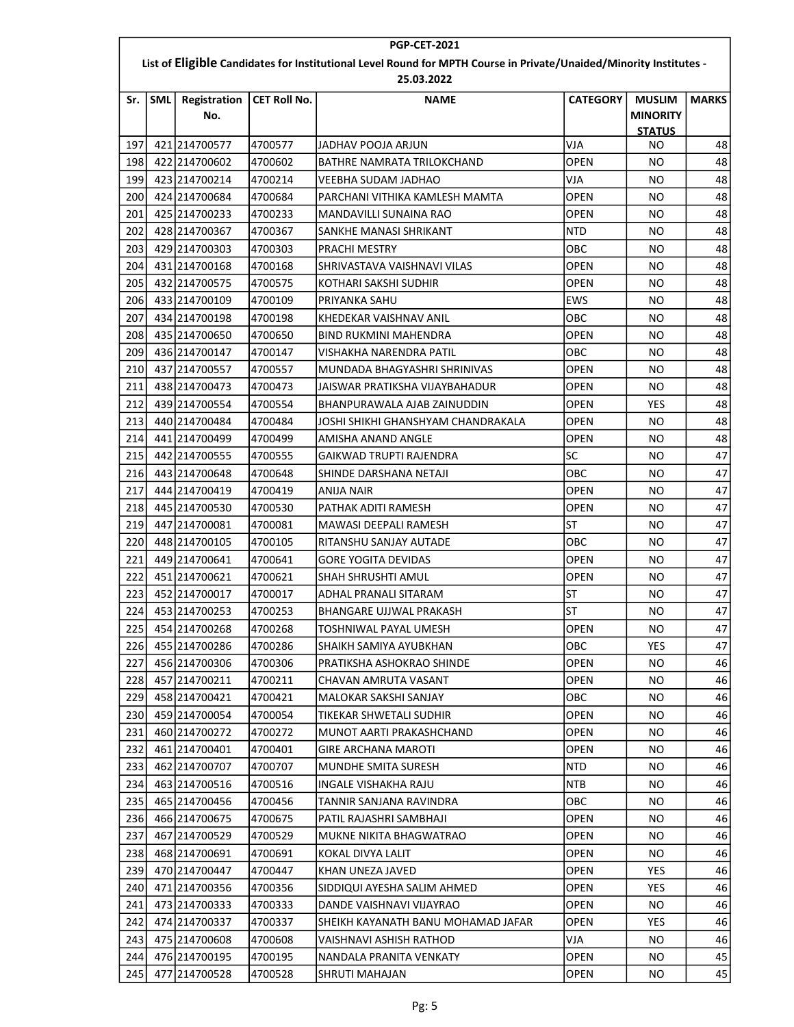**PGP-CET-2021**

**List of Eligible Candidates for Institutional Level Round for MPTH Course in Private/Unaided/Minority Institutes - 25.03.2022**

| Sr. | SML | Registration No. | CET Roll No. | NAME | CATEGORY | MUSLIM MINORITY STATUS | MARKS |
|---|---|---|---|---|---|---|---|
| 197 | 421 | 214700577 | 4700577 | JADHAV POOJA ARJUN | VJA | NO | 48 |
| 198 | 422 | 214700602 | 4700602 | BATHRE NAMRATA TRILOKCHAND | OPEN | NO | 48 |
| 199 | 423 | 214700214 | 4700214 | VEEBHA SUDAM JADHAO | VJA | NO | 48 |
| 200 | 424 | 214700684 | 4700684 | PARCHANI VITHIKA KAMLESH MAMTA | OPEN | NO | 48 |
| 201 | 425 | 214700233 | 4700233 | MANDAVILLI SUNAINA RAO | OPEN | NO | 48 |
| 202 | 428 | 214700367 | 4700367 | SANKHE MANASI SHRIKANT | NTD | NO | 48 |
| 203 | 429 | 214700303 | 4700303 | PRACHI MESTRY | OBC | NO | 48 |
| 204 | 431 | 214700168 | 4700168 | SHRIVASTAVA VAISHNAVI VILAS | OPEN | NO | 48 |
| 205 | 432 | 214700575 | 4700575 | KOTHARI SAKSHI SUDHIR | OPEN | NO | 48 |
| 206 | 433 | 214700109 | 4700109 | PRIYANKA SAHU | EWS | NO | 48 |
| 207 | 434 | 214700198 | 4700198 | KHEDEKAR VAISHNAV ANIL | OBC | NO | 48 |
| 208 | 435 | 214700650 | 4700650 | BIND RUKMINI MAHENDRA | OPEN | NO | 48 |
| 209 | 436 | 214700147 | 4700147 | VISHAKHA NARENDRA PATIL | OBC | NO | 48 |
| 210 | 437 | 214700557 | 4700557 | MUNDADA BHAGYASHRI SHRINIVAS | OPEN | NO | 48 |
| 211 | 438 | 214700473 | 4700473 | JAISWAR PRATIKSHA VIJAYBAHADUR | OPEN | NO | 48 |
| 212 | 439 | 214700554 | 4700554 | BHANPURAWALA AJAB ZAINUDDIN | OPEN | YES | 48 |
| 213 | 440 | 214700484 | 4700484 | JOSHI SHIKHI GHANSHYAM CHANDRAKALA | OPEN | NO | 48 |
| 214 | 441 | 214700499 | 4700499 | AMISHA ANAND ANGLE | OPEN | NO | 48 |
| 215 | 442 | 214700555 | 4700555 | GAIKWAD TRUPTI RAJENDRA | SC | NO | 47 |
| 216 | 443 | 214700648 | 4700648 | SHINDE DARSHANA NETAJI | OBC | NO | 47 |
| 217 | 444 | 214700419 | 4700419 | ANIJA NAIR | OPEN | NO | 47 |
| 218 | 445 | 214700530 | 4700530 | PATHAK ADITI RAMESH | OPEN | NO | 47 |
| 219 | 447 | 214700081 | 4700081 | MAWASI DEEPALI RAMESH | ST | NO | 47 |
| 220 | 448 | 214700105 | 4700105 | RITANSHU SANJAY AUTADE | OBC | NO | 47 |
| 221 | 449 | 214700641 | 4700641 | GORE YOGITA DEVIDAS | OPEN | NO | 47 |
| 222 | 451 | 214700621 | 4700621 | SHAH SHRUSHTI AMUL | OPEN | NO | 47 |
| 223 | 452 | 214700017 | 4700017 | ADHAL PRANALI SITARAM | ST | NO | 47 |
| 224 | 453 | 214700253 | 4700253 | BHANGARE UJJWAL PRAKASH | ST | NO | 47 |
| 225 | 454 | 214700268 | 4700268 | TOSHNIWAL PAYAL UMESH | OPEN | NO | 47 |
| 226 | 455 | 214700286 | 4700286 | SHAIKH SAMIYA AYUBKHAN | OBC | YES | 47 |
| 227 | 456 | 214700306 | 4700306 | PRATIKSHA ASHOKRAO SHINDE | OPEN | NO | 46 |
| 228 | 457 | 214700211 | 4700211 | CHAVAN AMRUTA VASANT | OPEN | NO | 46 |
| 229 | 458 | 214700421 | 4700421 | MALOKAR SAKSHI SANJAY | OBC | NO | 46 |
| 230 | 459 | 214700054 | 4700054 | TIKEKAR SHWETALI SUDHIR | OPEN | NO | 46 |
| 231 | 460 | 214700272 | 4700272 | MUNOT AARTI PRAKASHCHAND | OPEN | NO | 46 |
| 232 | 461 | 214700401 | 4700401 | GIRE ARCHANA MAROTI | OPEN | NO | 46 |
| 233 | 462 | 214700707 | 4700707 | MUNDHE SMITA SURESH | NTD | NO | 46 |
| 234 | 463 | 214700516 | 4700516 | INGALE VISHAKHA RAJU | NTB | NO | 46 |
| 235 | 465 | 214700456 | 4700456 | TANNIR SANJANA RAVINDRA | OBC | NO | 46 |
| 236 | 466 | 214700675 | 4700675 | PATIL RAJASHRI SAMBHAJI | OPEN | NO | 46 |
| 237 | 467 | 214700529 | 4700529 | MUKNE NIKITA BHAGWATRAO | OPEN | NO | 46 |
| 238 | 468 | 214700691 | 4700691 | KOKAL DIVYA LALIT | OPEN | NO | 46 |
| 239 | 470 | 214700447 | 4700447 | KHAN UNEZA JAVED | OPEN | YES | 46 |
| 240 | 471 | 214700356 | 4700356 | SIDDIQUI AYESHA SALIM AHMED | OPEN | YES | 46 |
| 241 | 473 | 214700333 | 4700333 | DANDE VAISHNAVI VIJAYRAO | OPEN | NO | 46 |
| 242 | 474 | 214700337 | 4700337 | SHEIKH KAYANATH BANU MOHAMAD JAFAR | OPEN | YES | 46 |
| 243 | 475 | 214700608 | 4700608 | VAISHNAVI ASHISH RATHOD | VJA | NO | 46 |
| 244 | 476 | 214700195 | 4700195 | NANDALA PRANITA VENKATY | OPEN | NO | 45 |
| 245 | 477 | 214700528 | 4700528 | SHRUTI MAHAJAN | OPEN | NO | 45 |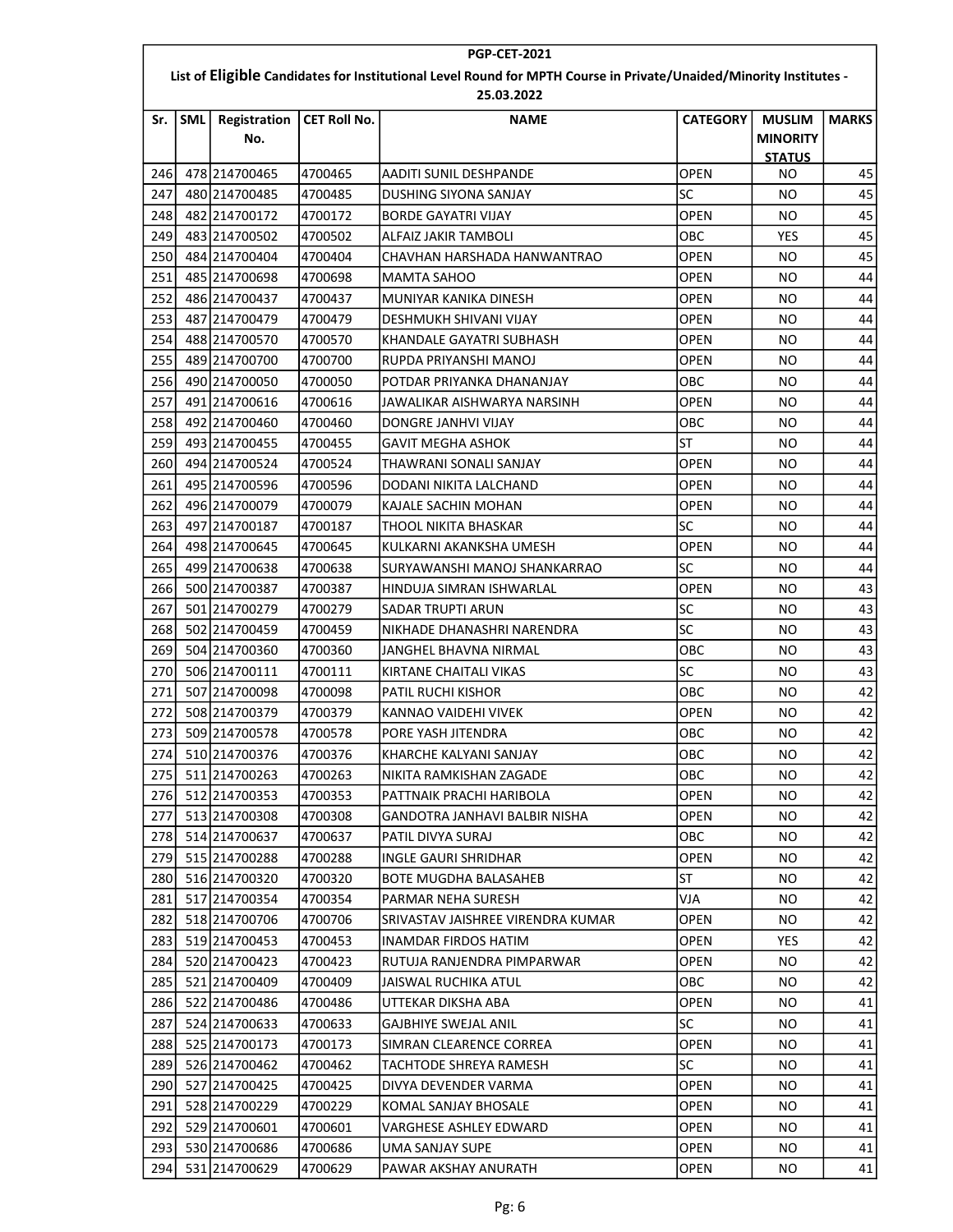PGP-CET-2021

List of **Eligible** Candidates for Institutional Level Round for MPTH Course in Private/Unaided/Minority Institutes - 25.03.2022

| Sr. | SML | Registration No. | CET Roll No. | NAME | CATEGORY | MUSLIM MINORITY STATUS | MARKS |
|---|---|---|---|---|---|---|---|
| 246 | 478 | 214700465 | 4700465 | AADITI SUNIL DESHPANDE | OPEN | NO | 45 |
| 247 | 480 | 214700485 | 4700485 | DUSHING SIYONA SANJAY | SC | NO | 45 |
| 248 | 482 | 214700172 | 4700172 | BORDE GAYATRI VIJAY | OPEN | NO | 45 |
| 249 | 483 | 214700502 | 4700502 | ALFAIZ JAKIR TAMBOLI | OBC | YES | 45 |
| 250 | 484 | 214700404 | 4700404 | CHAVHAN HARSHADA HANWANTRAO | OPEN | NO | 45 |
| 251 | 485 | 214700698 | 4700698 | MAMTA SAHOO | OPEN | NO | 44 |
| 252 | 486 | 214700437 | 4700437 | MUNIYAR KANIKA DINESH | OPEN | NO | 44 |
| 253 | 487 | 214700479 | 4700479 | DESHMUKH SHIVANI VIJAY | OPEN | NO | 44 |
| 254 | 488 | 214700570 | 4700570 | KHANDALE GAYATRI SUBHASH | OPEN | NO | 44 |
| 255 | 489 | 214700700 | 4700700 | RUPDA PRIYANSHI MANOJ | OPEN | NO | 44 |
| 256 | 490 | 214700050 | 4700050 | POTDAR PRIYANKA DHANANJAY | OBC | NO | 44 |
| 257 | 491 | 214700616 | 4700616 | JAWALIKAR AISHWARYA NARSINH | OPEN | NO | 44 |
| 258 | 492 | 214700460 | 4700460 | DONGRE JANHVI VIJAY | OBC | NO | 44 |
| 259 | 493 | 214700455 | 4700455 | GAVIT MEGHA ASHOK | ST | NO | 44 |
| 260 | 494 | 214700524 | 4700524 | THAWRANI SONALI SANJAY | OPEN | NO | 44 |
| 261 | 495 | 214700596 | 4700596 | DODANI NIKITA LALCHAND | OPEN | NO | 44 |
| 262 | 496 | 214700079 | 4700079 | KAJALE SACHIN MOHAN | OPEN | NO | 44 |
| 263 | 497 | 214700187 | 4700187 | THOOL NIKITA BHASKAR | SC | NO | 44 |
| 264 | 498 | 214700645 | 4700645 | KULKARNI AKANKSHA UMESH | OPEN | NO | 44 |
| 265 | 499 | 214700638 | 4700638 | SURYAWANSHI MANOJ SHANKARRAO | SC | NO | 44 |
| 266 | 500 | 214700387 | 4700387 | HINDUJA SIMRAN ISHWARLAL | OPEN | NO | 43 |
| 267 | 501 | 214700279 | 4700279 | SADAR TRUPTI ARUN | SC | NO | 43 |
| 268 | 502 | 214700459 | 4700459 | NIKHADE DHANASHRI NARENDRA | SC | NO | 43 |
| 269 | 504 | 214700360 | 4700360 | JANGHEL BHAVNA NIRMAL | OBC | NO | 43 |
| 270 | 506 | 214700111 | 4700111 | KIRTANE CHAITALI VIKAS | SC | NO | 43 |
| 271 | 507 | 214700098 | 4700098 | PATIL RUCHI KISHOR | OBC | NO | 42 |
| 272 | 508 | 214700379 | 4700379 | KANNAO VAIDEHI VIVEK | OPEN | NO | 42 |
| 273 | 509 | 214700578 | 4700578 | PORE YASH JITENDRA | OBC | NO | 42 |
| 274 | 510 | 214700376 | 4700376 | KHARCHE KALYANI SANJAY | OBC | NO | 42 |
| 275 | 511 | 214700263 | 4700263 | NIKITA RAMKISHAN ZAGADE | OBC | NO | 42 |
| 276 | 512 | 214700353 | 4700353 | PATTNAIK PRACHI HARIBOLA | OPEN | NO | 42 |
| 277 | 513 | 214700308 | 4700308 | GANDOTRA JANHAVI BALBIR NISHA | OPEN | NO | 42 |
| 278 | 514 | 214700637 | 4700637 | PATIL DIVYA SURAJ | OBC | NO | 42 |
| 279 | 515 | 214700288 | 4700288 | INGLE GAURI SHRIDHAR | OPEN | NO | 42 |
| 280 | 516 | 214700320 | 4700320 | BOTE MUGDHA BALASAHEB | ST | NO | 42 |
| 281 | 517 | 214700354 | 4700354 | PARMAR NEHA SURESH | VJA | NO | 42 |
| 282 | 518 | 214700706 | 4700706 | SRIVASTAV JAISHREE VIRENDRA KUMAR | OPEN | NO | 42 |
| 283 | 519 | 214700453 | 4700453 | INAMDAR FIRDOS HATIM | OPEN | YES | 42 |
| 284 | 520 | 214700423 | 4700423 | RUTUJA RANJENDRA PIMPARWAR | OPEN | NO | 42 |
| 285 | 521 | 214700409 | 4700409 | JAISWAL RUCHIKA ATUL | OBC | NO | 42 |
| 286 | 522 | 214700486 | 4700486 | UTTEKAR DIKSHA ABA | OPEN | NO | 41 |
| 287 | 524 | 214700633 | 4700633 | GAJBHIYE SWEJAL ANIL | SC | NO | 41 |
| 288 | 525 | 214700173 | 4700173 | SIMRAN CLEARENCE CORREA | OPEN | NO | 41 |
| 289 | 526 | 214700462 | 4700462 | TACHTODE SHREYA RAMESH | SC | NO | 41 |
| 290 | 527 | 214700425 | 4700425 | DIVYA DEVENDER VARMA | OPEN | NO | 41 |
| 291 | 528 | 214700229 | 4700229 | KOMAL SANJAY BHOSALE | OPEN | NO | 41 |
| 292 | 529 | 214700601 | 4700601 | VARGHESE ASHLEY EDWARD | OPEN | NO | 41 |
| 293 | 530 | 214700686 | 4700686 | UMA SANJAY SUPE | OPEN | NO | 41 |
| 294 | 531 | 214700629 | 4700629 | PAWAR AKSHAY ANURATH | OPEN | NO | 41 |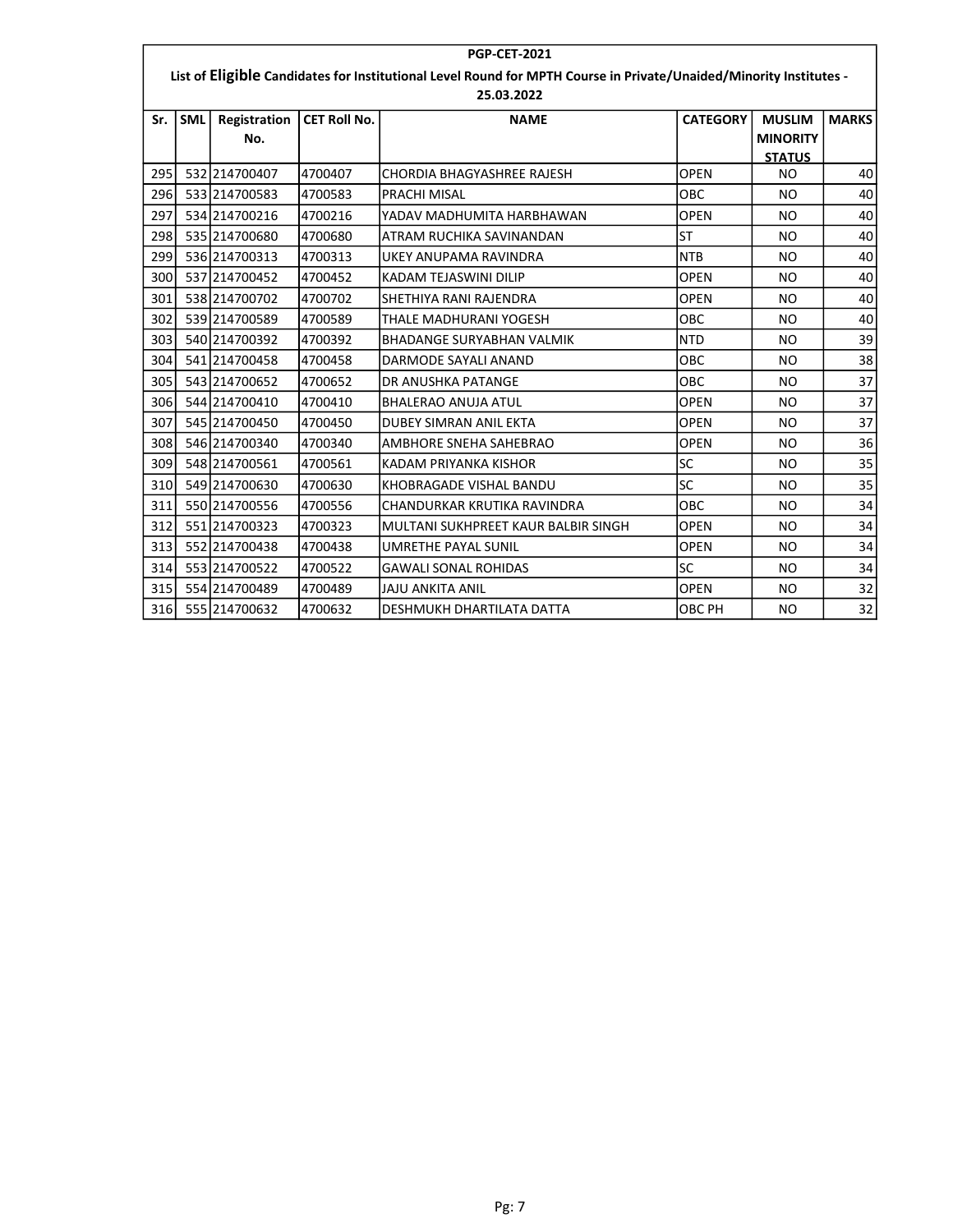**PGP-CET-2021**

**List of Eligible Candidates for Institutional Level Round for MPTH Course in Private/Unaided/Minority Institutes - 25.03.2022**

| Sr. | SML | Registration No. | CET Roll No. | NAME | CATEGORY | MUSLIM MINORITY STATUS | MARKS |
|---|---|---|---|---|---|---|---|
| 295 | 532 | 214700407 | 4700407 | CHORDIA BHAGYASHREE RAJESH | OPEN | NO | 40 |
| 296 | 533 | 214700583 | 4700583 | PRACHI MISAL | OBC | NO | 40 |
| 297 | 534 | 214700216 | 4700216 | YADAV MADHUMITA HARBHAWAN | OPEN | NO | 40 |
| 298 | 535 | 214700680 | 4700680 | ATRAM RUCHIKA SAVINANDAN | ST | NO | 40 |
| 299 | 536 | 214700313 | 4700313 | UKEY ANUPAMA RAVINDRA | NTB | NO | 40 |
| 300 | 537 | 214700452 | 4700452 | KADAM TEJASWINI DILIP | OPEN | NO | 40 |
| 301 | 538 | 214700702 | 4700702 | SHETHIYA RANI RAJENDRA | OPEN | NO | 40 |
| 302 | 539 | 214700589 | 4700589 | THALE MADHURANI YOGESH | OBC | NO | 40 |
| 303 | 540 | 214700392 | 4700392 | BHADANGE SURYABHAN VALMIK | NTD | NO | 39 |
| 304 | 541 | 214700458 | 4700458 | DARMODE SAYALI ANAND | OBC | NO | 38 |
| 305 | 543 | 214700652 | 4700652 | DR ANUSHKA PATANGE | OBC | NO | 37 |
| 306 | 544 | 214700410 | 4700410 | BHALERAO ANUJA ATUL | OPEN | NO | 37 |
| 307 | 545 | 214700450 | 4700450 | DUBEY SIMRAN ANIL EKTA | OPEN | NO | 37 |
| 308 | 546 | 214700340 | 4700340 | AMBHORE SNEHA SAHEBRAO | OPEN | NO | 36 |
| 309 | 548 | 214700561 | 4700561 | KADAM PRIYANKA KISHOR | SC | NO | 35 |
| 310 | 549 | 214700630 | 4700630 | KHOBRAGADE VISHAL BANDU | SC | NO | 35 |
| 311 | 550 | 214700556 | 4700556 | CHANDURKAR KRUTIKA RAVINDRA | OBC | NO | 34 |
| 312 | 551 | 214700323 | 4700323 | MULTANI SUKHPREET KAUR BALBIR SINGH | OPEN | NO | 34 |
| 313 | 552 | 214700438 | 4700438 | UMRETHE PAYAL SUNIL | OPEN | NO | 34 |
| 314 | 553 | 214700522 | 4700522 | GAWALI SONAL ROHIDAS | SC | NO | 34 |
| 315 | 554 | 214700489 | 4700489 | JAJU ANKITA ANIL | OPEN | NO | 32 |
| 316 | 555 | 214700632 | 4700632 | DESHMUKH DHARTILATA DATTA | OBC PH | NO | 32 |